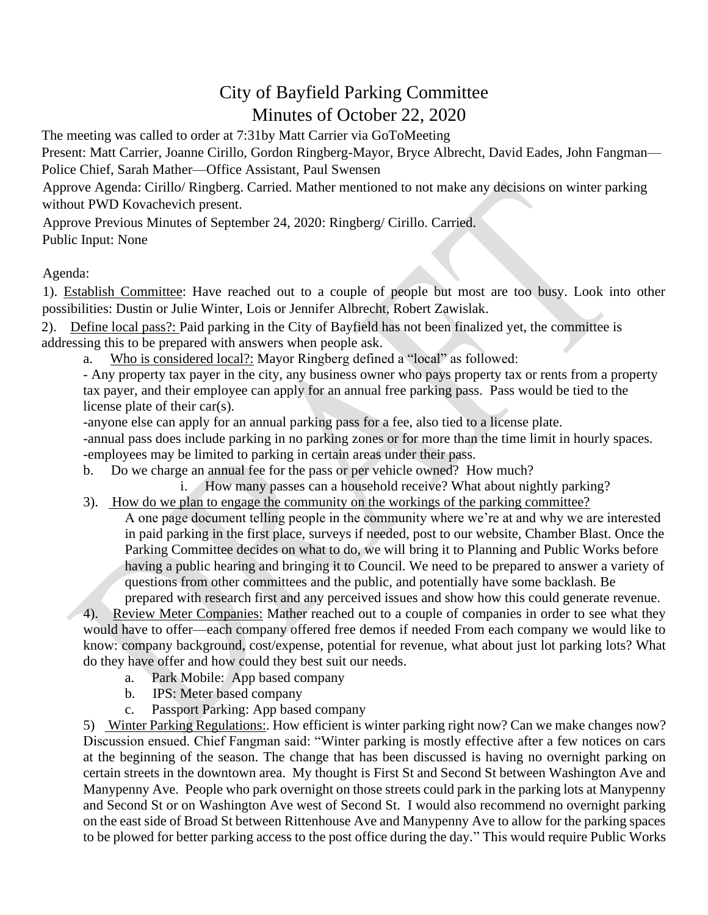# City of Bayfield Parking Committee
## Minutes of October 22, 2020

The meeting was called to order at 7:31by Matt Carrier via GoToMeeting

Present: Matt Carrier, Joanne Cirillo, Gordon Ringberg-Mayor, Bryce Albrecht, David Eades, John Fangman—Police Chief, Sarah Mather—Office Assistant, Paul Swensen

Approve Agenda: Cirillo/ Ringberg. Carried. Mather mentioned to not make any decisions on winter parking without PWD Kovachevich present.

Approve Previous Minutes of September 24, 2020: Ringberg/ Cirillo. Carried.

Public Input: None

Agenda:

1). Establish Committee: Have reached out to a couple of people but most are too busy. Look into other possibilities: Dustin or Julie Winter, Lois or Jennifer Albrecht, Robert Zawislak.

2). Define local pass?: Paid parking in the City of Bayfield has not been finalized yet, the committee is addressing this to be prepared with answers when people ask.

a. Who is considered local?: Mayor Ringberg defined a "local" as followed:

- Any property tax payer in the city, any business owner who pays property tax or rents from a property tax payer, and their employee can apply for an annual free parking pass. Pass would be tied to the license plate of their car(s).

-anyone else can apply for an annual parking pass for a fee, also tied to a license plate.

-annual pass does include parking in no parking zones or for more than the time limit in hourly spaces.

-employees may be limited to parking in certain areas under their pass.

b. Do we charge an annual fee for the pass or per vehicle owned? How much?

i. How many passes can a household receive? What about nightly parking?

3). How do we plan to engage the community on the workings of the parking committee?

A one page document telling people in the community where we're at and why we are interested in paid parking in the first place, surveys if needed, post to our website, Chamber Blast. Once the Parking Committee decides on what to do, we will bring it to Planning and Public Works before having a public hearing and bringing it to Council. We need to be prepared to answer a variety of questions from other committees and the public, and potentially have some backlash. Be prepared with research first and any perceived issues and show how this could generate revenue.

4). Review Meter Companies: Mather reached out to a couple of companies in order to see what they would have to offer—each company offered free demos if needed From each company we would like to know: company background, cost/expense, potential for revenue, what about just lot parking lots? What do they have offer and how could they best suit our needs.

a. Park Mobile: App based company

b. IPS: Meter based company

c. Passport Parking: App based company

5) Winter Parking Regulations:. How efficient is winter parking right now? Can we make changes now? Discussion ensued. Chief Fangman said: "Winter parking is mostly effective after a few notices on cars at the beginning of the season. The change that has been discussed is having no overnight parking on certain streets in the downtown area. My thought is First St and Second St between Washington Ave and Manypenny Ave. People who park overnight on those streets could park in the parking lots at Manypenny and Second St or on Washington Ave west of Second St. I would also recommend no overnight parking on the east side of Broad St between Rittenhouse Ave and Manypenny Ave to allow for the parking spaces to be plowed for better parking access to the post office during the day." This would require Public Works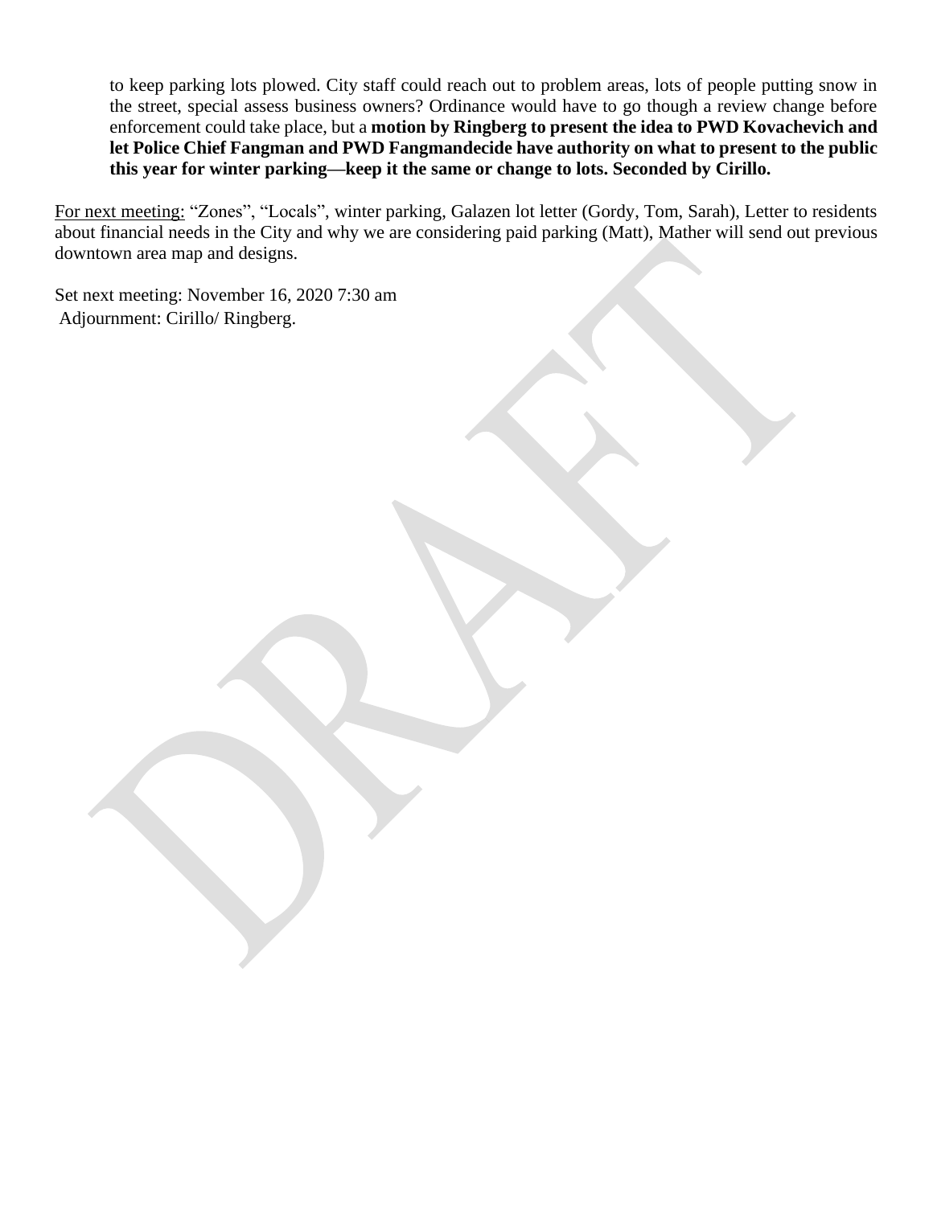to keep parking lots plowed. City staff could reach out to problem areas, lots of people putting snow in the street, special assess business owners? Ordinance would have to go though a review change before enforcement could take place, but a **motion by Ringberg to present the idea to PWD Kovachevich and let Police Chief Fangman and PWD Fangmandecide have authority on what to present to the public this year for winter parking—keep it the same or change to lots. Seconded by Cirillo.**

<u>For next meeting:</u> "Zones", "Locals", winter parking, Galazen lot letter (Gordy, Tom, Sarah), Letter to residents about financial needs in the City and why we are considering paid parking (Matt), Mather will send out previous downtown area map and designs.

Set next meeting: November 16, 2020 7:30 am
Adjournment: Cirillo/ Ringberg.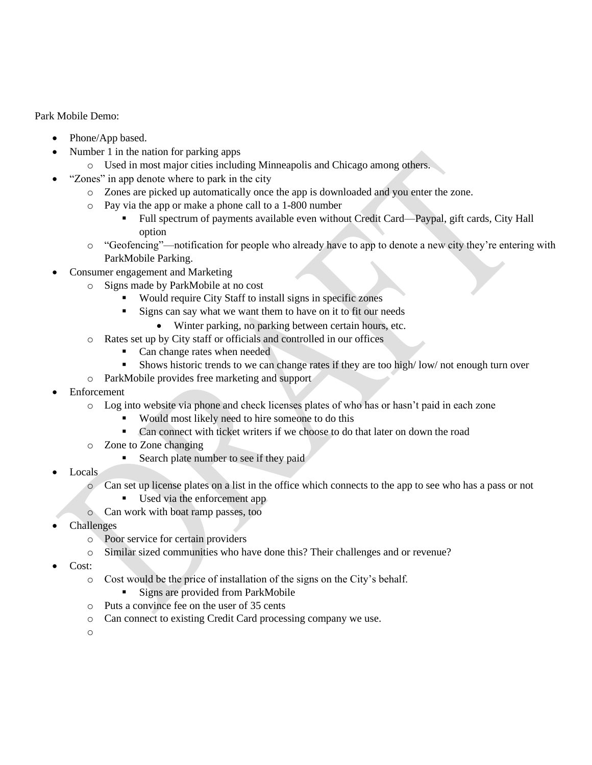Park Mobile Demo:

- Phone/App based.
- Number 1 in the nation for parking apps
  - Used in most major cities including Minneapolis and Chicago among others.
- "Zones" in app denote where to park in the city
  - Zones are picked up automatically once the app is downloaded and you enter the zone.
  - Pay via the app or make a phone call to a 1-800 number
    - Full spectrum of payments available even without Credit Card—Paypal, gift cards, City Hall option
  - "Geofencing"—notification for people who already have to app to denote a new city they're entering with ParkMobile Parking.
- Consumer engagement and Marketing
  - Signs made by ParkMobile at no cost
    - Would require City Staff to install signs in specific zones
    - Signs can say what we want them to have on it to fit our needs
      - Winter parking, no parking between certain hours, etc.
  - Rates set up by City staff or officials and controlled in our offices
    - Can change rates when needed
    - Shows historic trends to we can change rates if they are too high/ low/ not enough turn over
  - ParkMobile provides free marketing and support
- Enforcement
  - Log into website via phone and check licenses plates of who has or hasn't paid in each zone
    - Would most likely need to hire someone to do this
    - Can connect with ticket writers if we choose to do that later on down the road
  - Zone to Zone changing
    - Search plate number to see if they paid
- Locals
  - Can set up license plates on a list in the office which connects to the app to see who has a pass or not
    - Used via the enforcement app
  - Can work with boat ramp passes, too
- Challenges
  - Poor service for certain providers
  - Similar sized communities who have done this? Their challenges and or revenue?
- Cost:
  - Cost would be the price of installation of the signs on the City's behalf.
    - Signs are provided from ParkMobile
  - Puts a convince fee on the user of 35 cents
  - Can connect to existing Credit Card processing company we use.